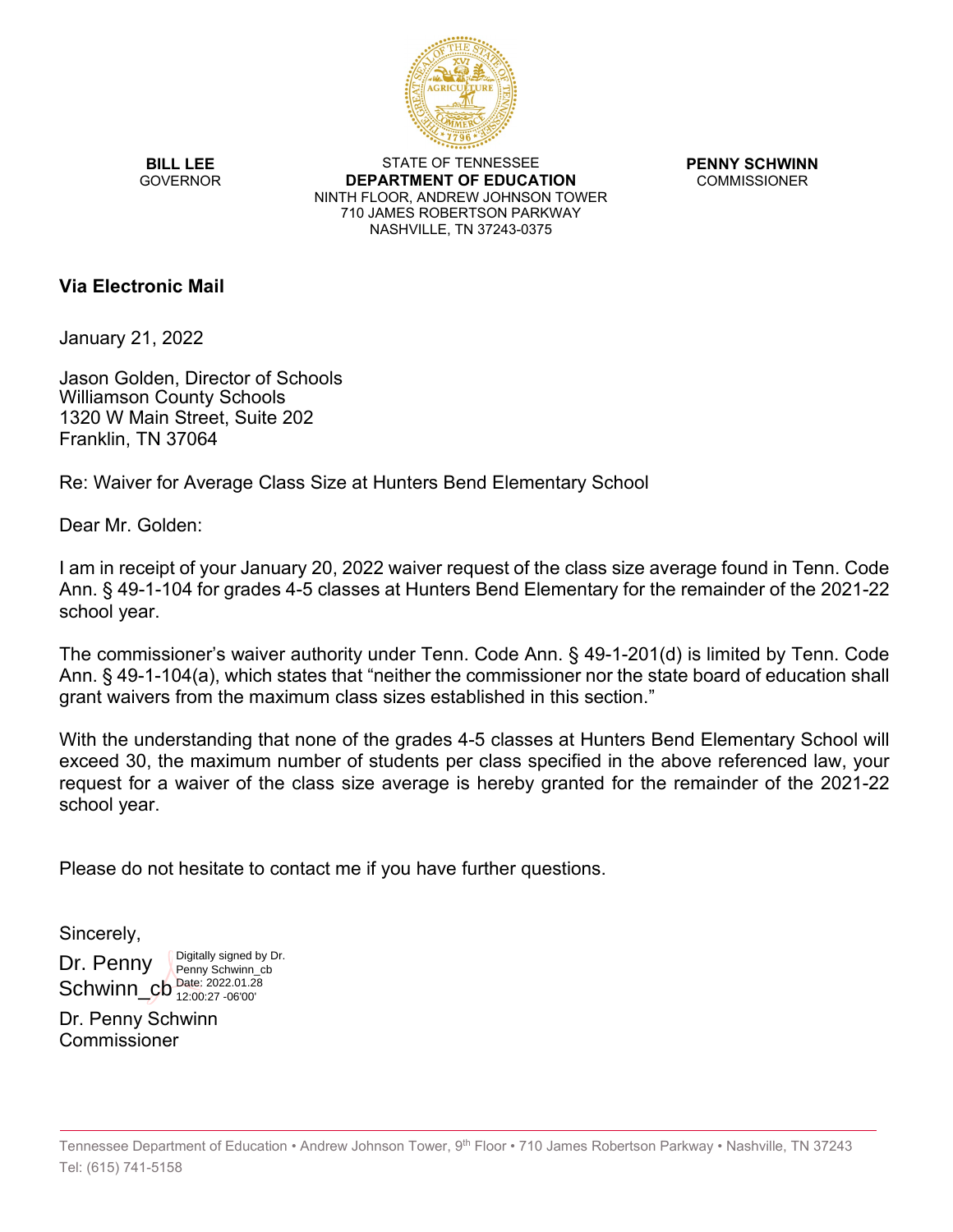**BILL LEE**
GOVERNOR

STATE OF TENNESSEE
**DEPARTMENT OF EDUCATION**
NINTH FLOOR, ANDREW JOHNSON TOWER
710 JAMES ROBERTSON PARKWAY
NASHVILLE, TN 37243-0375

**PENNY SCHWINN**
COMMISSIONER

**Via Electronic Mail**

January 21, 2022

Jason Golden, Director of Schools
Williamson County Schools
1320 W Main Street, Suite 202
Franklin, TN 37064

Re: Waiver for Average Class Size at Hunters Bend Elementary School

Dear Mr. Golden:

I am in receipt of your January 20, 2022 waiver request of the class size average found in Tenn. Code Ann. § 49-1-104 for grades 4-5 classes at Hunters Bend Elementary for the remainder of the 2021-22 school year.

The commissioner's waiver authority under Tenn. Code Ann. § 49-1-201(d) is limited by Tenn. Code Ann. § 49-1-104(a), which states that "neither the commissioner nor the state board of education shall grant waivers from the maximum class sizes established in this section."

With the understanding that none of the grades 4-5 classes at Hunters Bend Elementary School will exceed 30, the maximum number of students per class specified in the above referenced law, your request for a waiver of the class size average is hereby granted for the remainder of the 2021-22 school year.

Please do not hesitate to contact me if you have further questions.

Sincerely,

Dr. Penny Schwinn_cb
Digitally signed by Dr. Penny Schwinn_cb
Date: 2022.01.28 12:00:27 -06'00'

Dr. Penny Schwinn
Commissioner

Tennessee Department of Education • Andrew Johnson Tower, 9th Floor • 710 James Robertson Parkway • Nashville, TN 37243
Tel: (615) 741-5158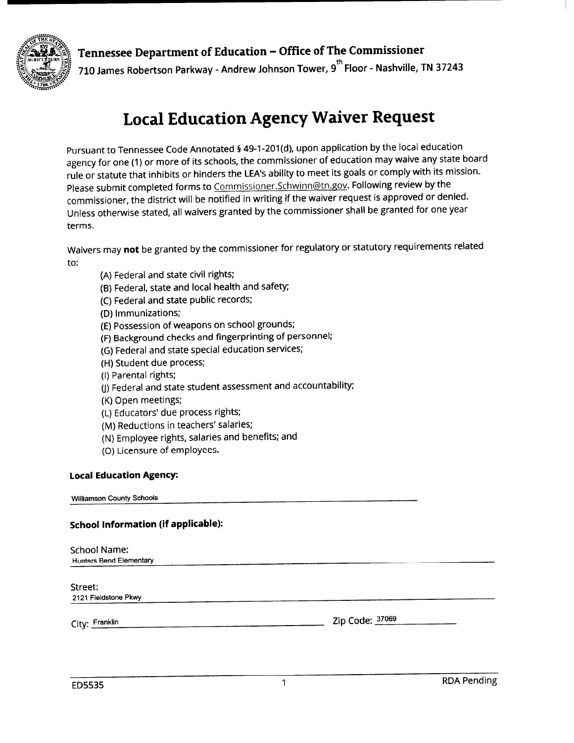**Tennessee Department of Education – Office of The Commissioner**
710 James Robertson Parkway - Andrew Johnson Tower, 9th Floor - Nashville, TN 37243

# Local Education Agency Waiver Request

Pursuant to Tennessee Code Annotated § 49-1-201(d), upon application by the local education agency for one (1) or more of its schools, the commissioner of education may waive any state board rule or statute that inhibits or hinders the LEA's ability to meet its goals or comply with its mission. Please submit completed forms to Commissioner.Schwinn@tn.gov. Following review by the commissioner, the district will be notified in writing if the waiver request is approved or denied. Unless otherwise stated, all waivers granted by the commissioner shall be granted for one year terms.

Waivers may **not** be granted by the commissioner for regulatory or statutory requirements related to:

- (A) Federal and state civil rights;
- (B) Federal, state and local health and safety;
- (C) Federal and state public records;
- (D) Immunizations;
- (E) Possession of weapons on school grounds;
- (F) Background checks and fingerprinting of personnel;
- (G) Federal and state special education services;
- (H) Student due process;
- (I) Parental rights;
- (J) Federal and state student assessment and accountability;
- (K) Open meetings;
- (L) Educators' due process rights;
- (M) Reductions in teachers' salaries;
- (N) Employee rights, salaries and benefits; and
- (O) Licensure of employees.

**Local Education Agency:**

Williamson County Schools

**School Information (if applicable):**

School Name:
Hunters Bend Elementary

Street:
2121 Fieldstone Pkwy

City: Franklin    Zip Code: 37069

ED5535    RDA Pending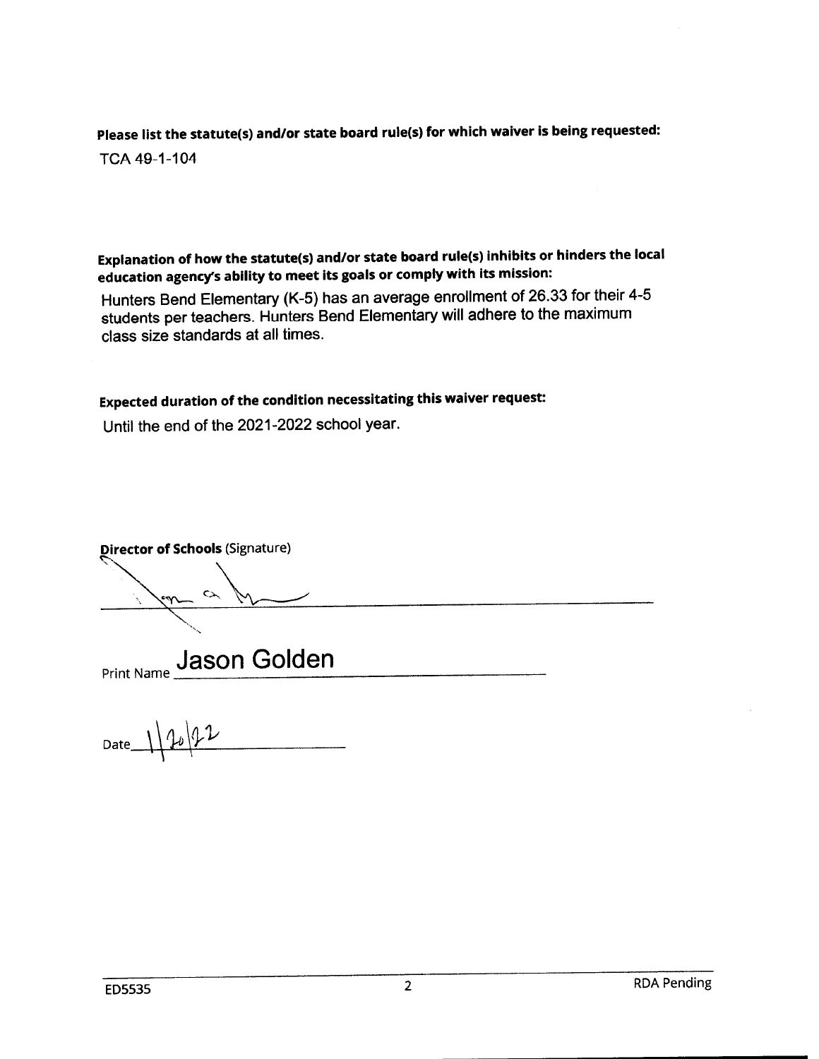**Please list the statute(s) and/or state board rule(s) for which waiver is being requested:**

TCA 49-1-104

**Explanation of how the statute(s) and/or state board rule(s) inhibits or hinders the local education agency's ability to meet its goals or comply with its mission:**

Hunters Bend Elementary (K-5) has an average enrollment of 26.33 for their 4-5 students per teachers. Hunters Bend Elementary will adhere to the maximum class size standards at all times.

**Expected duration of the condition necessitating this waiver request:**

Until the end of the 2021-2022 school year.

**Director of Schools** (Signature)

Print Name Jason Golden

Date 1/20/22